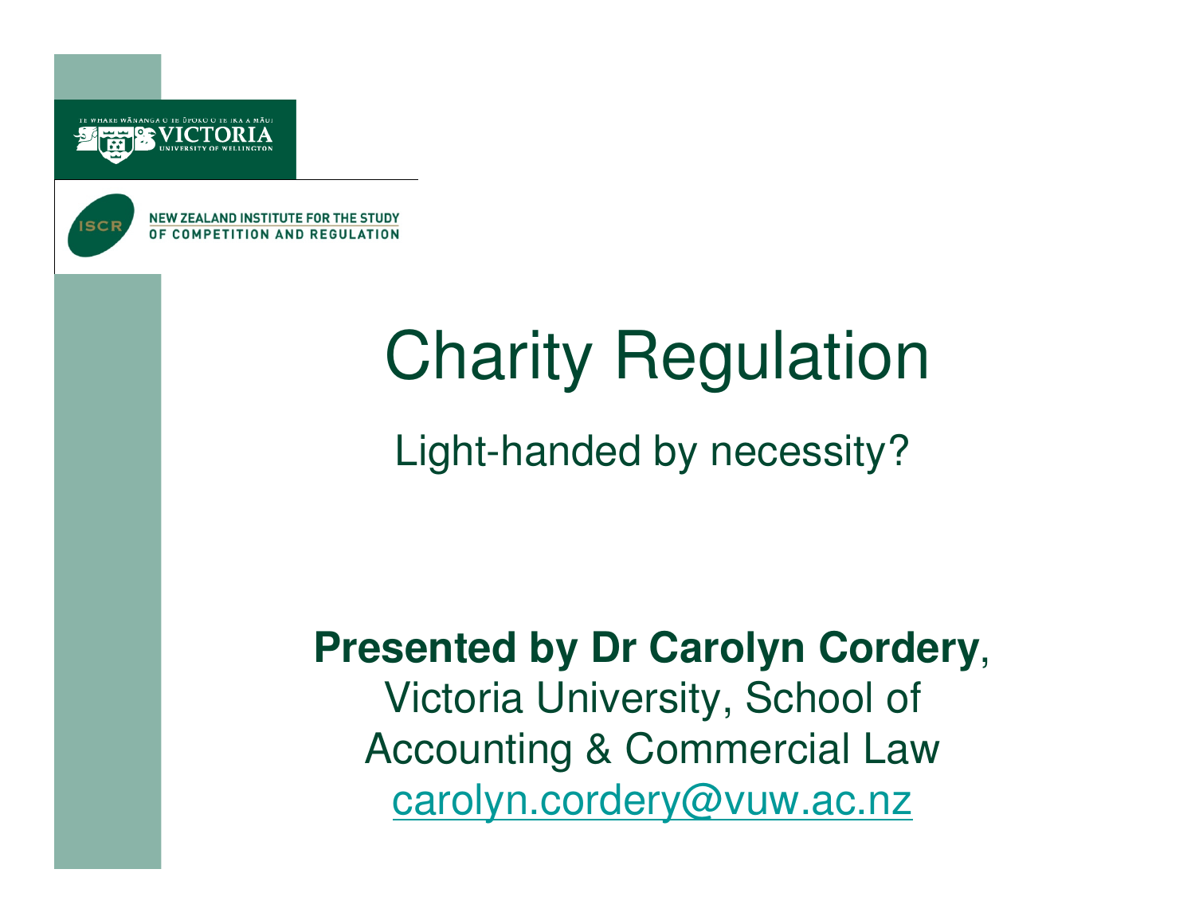TE WHARE WĀNANGA O TE ŪPOKO O TE IKA A MĀUI
VICTORIA
UNIVERSITY OF WELLINGTON

ISCR NEW ZEALAND INSTITUTE FOR THE STUDY OF COMPETITION AND REGULATION

# Charity Regulation

## Light-handed by necessity?

**Presented by Dr Carolyn Cordery**,
Victoria University, School of Accounting & Commercial Law
carolyn.cordery@vuw.ac.nz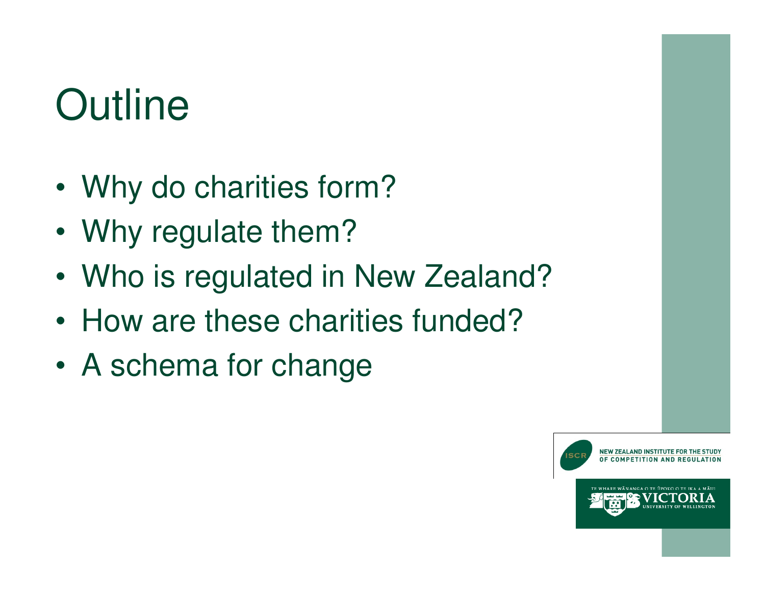# Outline

- Why do charities form?
- Why regulate them?
- Who is regulated in New Zealand?
- How are these charities funded?
- A schema for change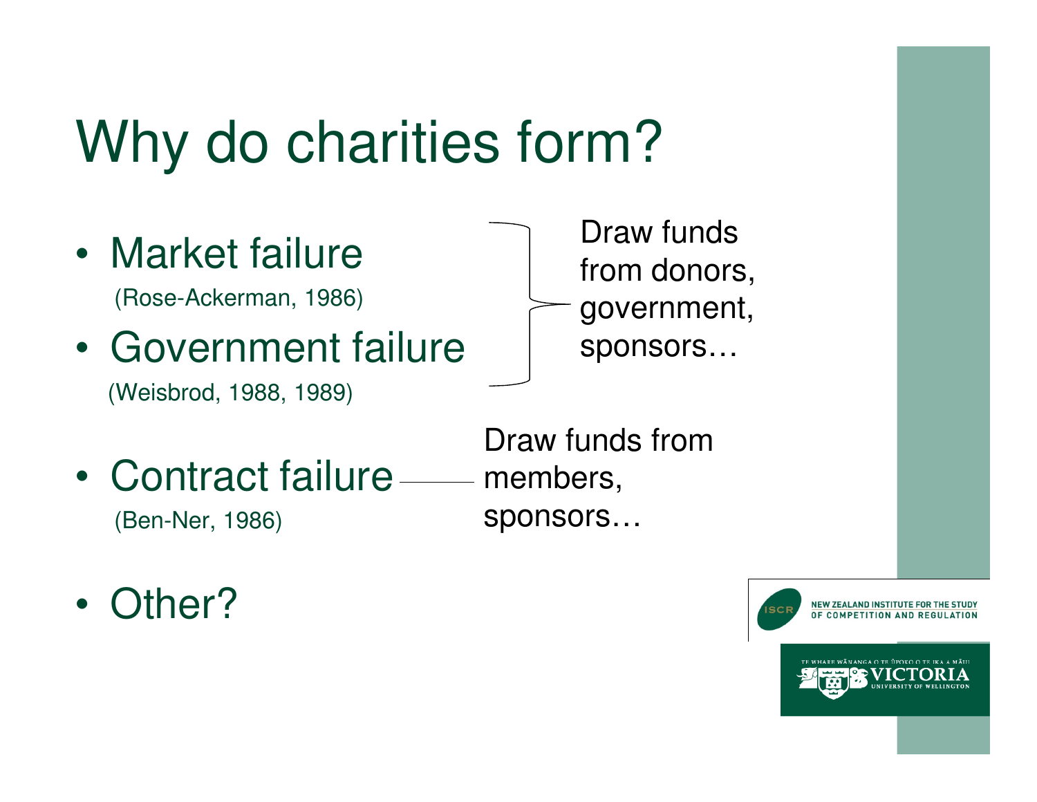# Why do charities form?

- Market failure
  (Rose-Ackerman, 1986)
- Government failure
  (Weisbrod, 1988, 1989)

Draw funds from donors, government, sponsors…

- Contract failure
  (Ben-Ner, 1986)

Draw funds from members, sponsors…

- Other?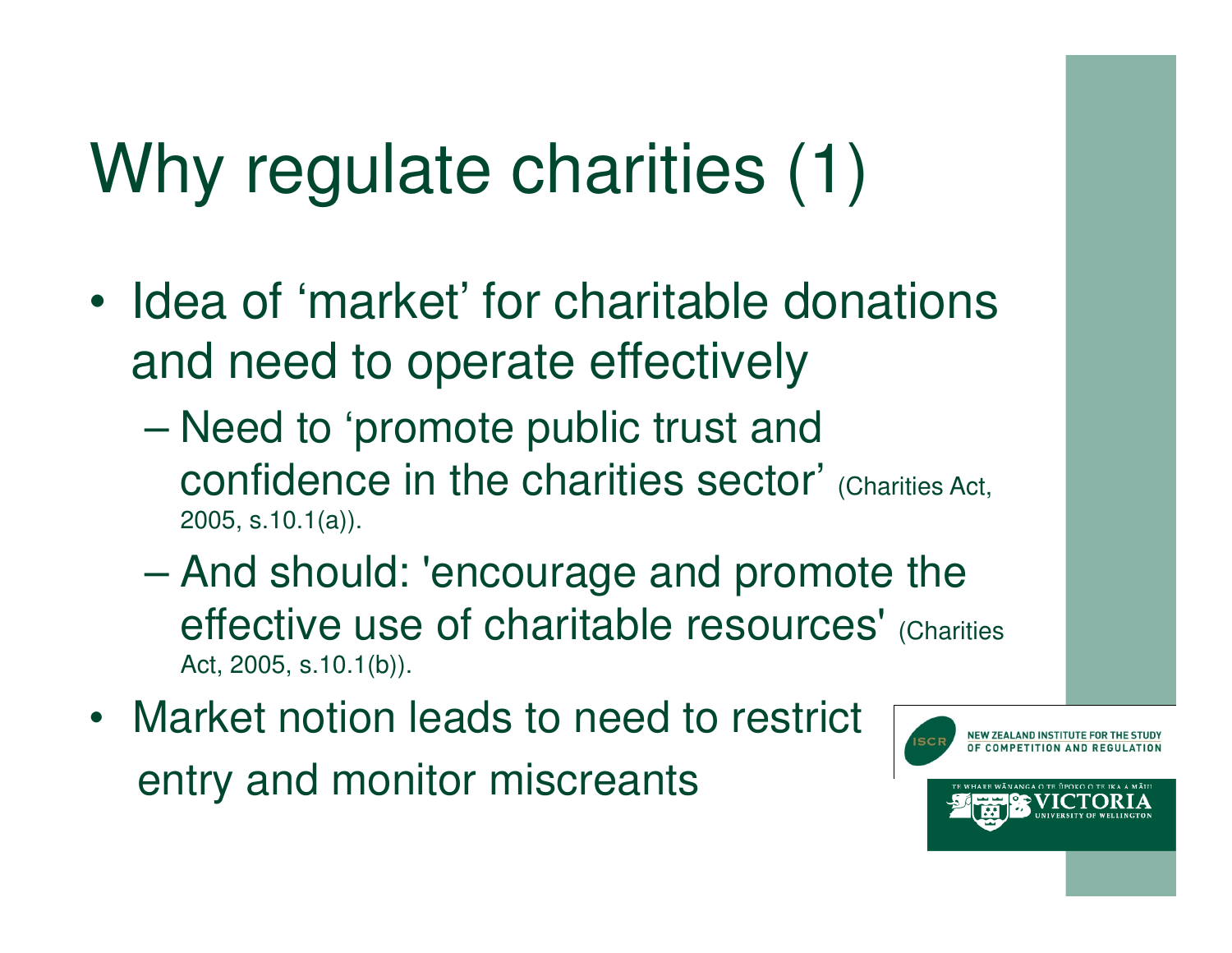# Why regulate charities (1)

- Idea of 'market' for charitable donations and need to operate effectively
  - Need to 'promote public trust and confidence in the charities sector' (Charities Act, 2005, s.10.1(a)).
  - And should: 'encourage and promote the effective use of charitable resources' (Charities Act, 2005, s.10.1(b)).
- Market notion leads to need to restrict entry and monitor miscreants

NEW ZEALAND INSTITUTE FOR THE STUDY OF COMPETITION AND REGULATION

TE WHARE WĀNANGA O TE ŪPOKO O TE IKA A MĀUI
VICTORIA UNIVERSITY OF WELLINGTON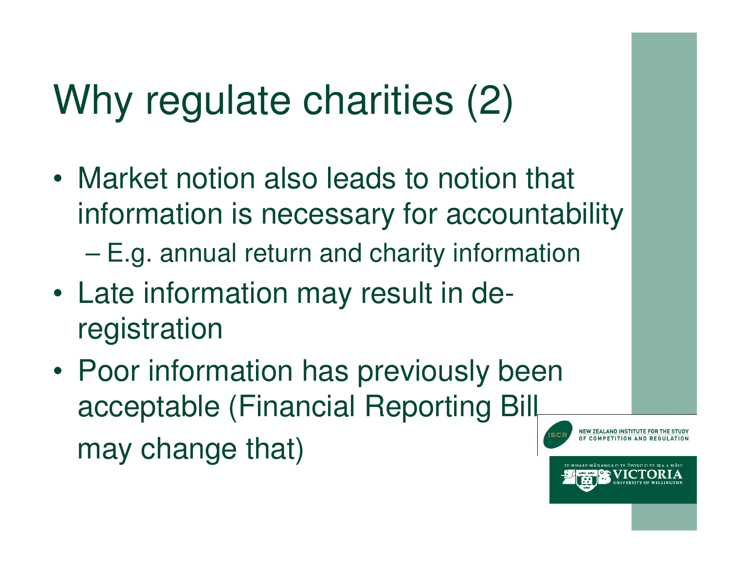# Why regulate charities (2)

- Market notion also leads to notion that information is necessary for accountability
  - E.g. annual return and charity information
- Late information may result in de-registration
- Poor information has previously been acceptable (Financial Reporting Bill may change that)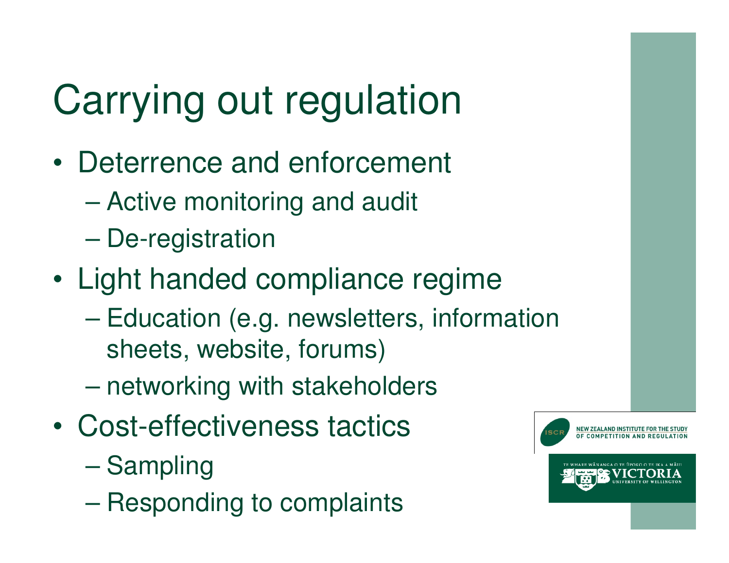# Carrying out regulation

- Deterrence and enforcement
  - Active monitoring and audit
  - De-registration
- Light handed compliance regime
  - Education (e.g. newsletters, information sheets, website, forums)
  - networking with stakeholders
- Cost-effectiveness tactics
  - Sampling
  - Responding to complaints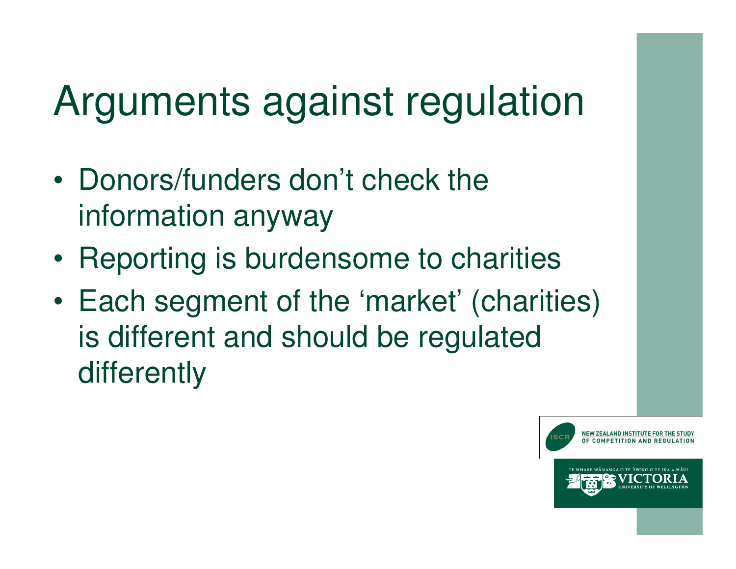# Arguments against regulation

- Donors/funders don't check the information anyway
- Reporting is burdensome to charities
- Each segment of the 'market' (charities) is different and should be regulated differently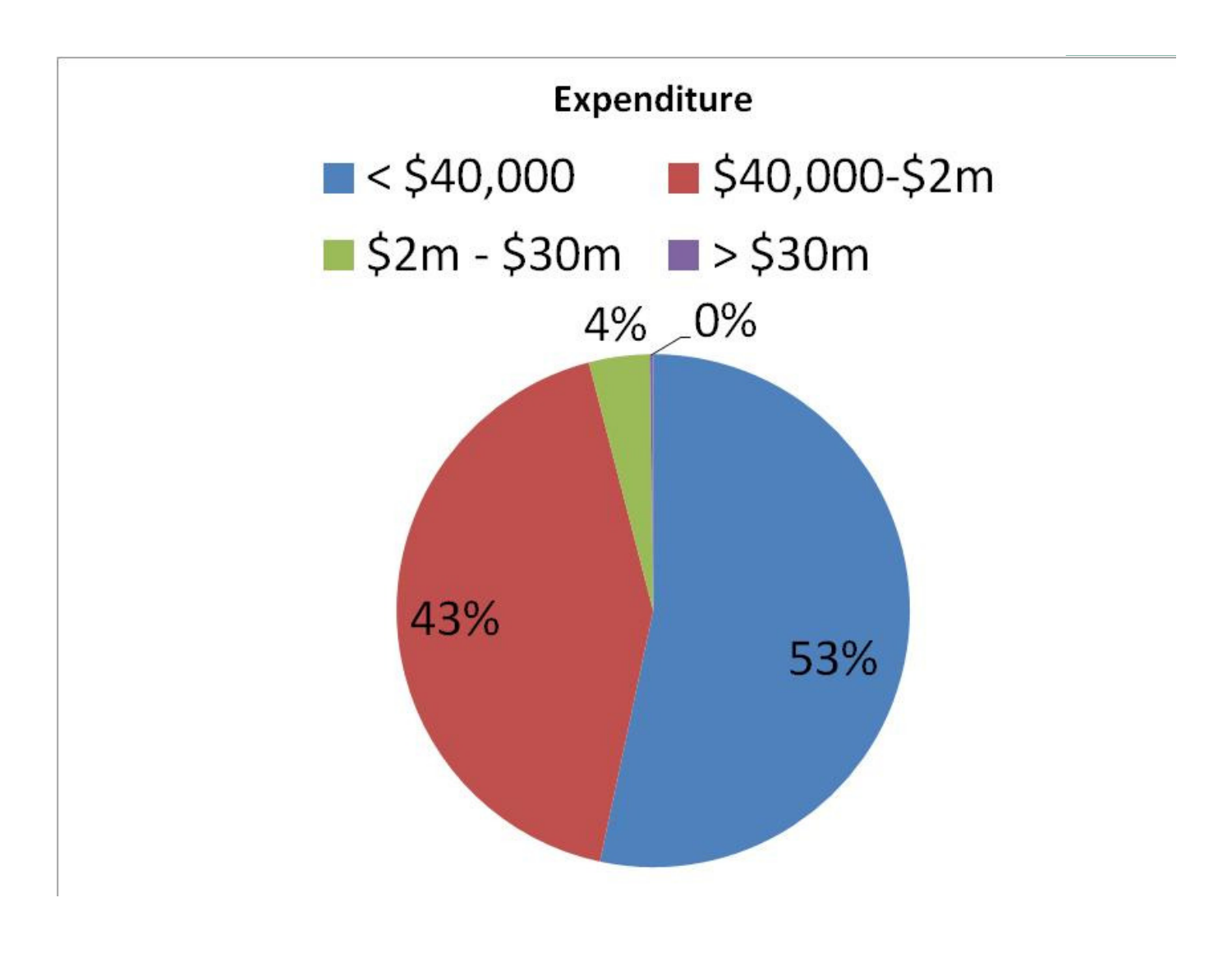**Expenditure**

| Category | Percentage |
|---|---|
| < $40,000 | 53% |
| $40,000-$2m | 43% |
| $2m - $30m | 4% |
| > $30m | 0% |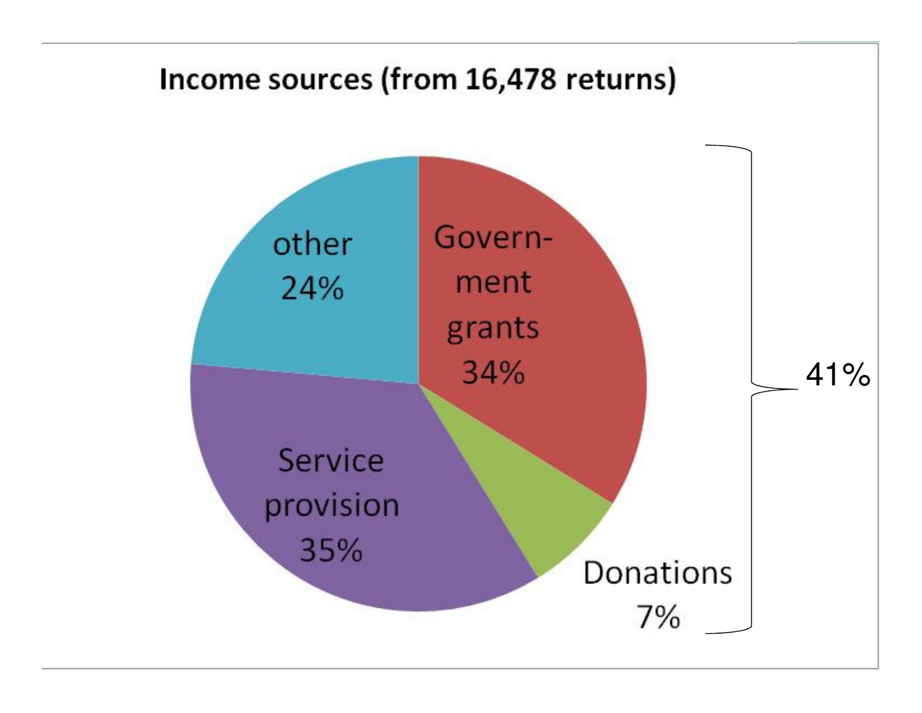**Income sources (from 16,478 returns)**

| Source | Share |
| --- | --- |
| Government grants | 34% |
| Donations | 7% |
| Service provision | 35% |
| other | 24% |

Government grants + Donations: 41%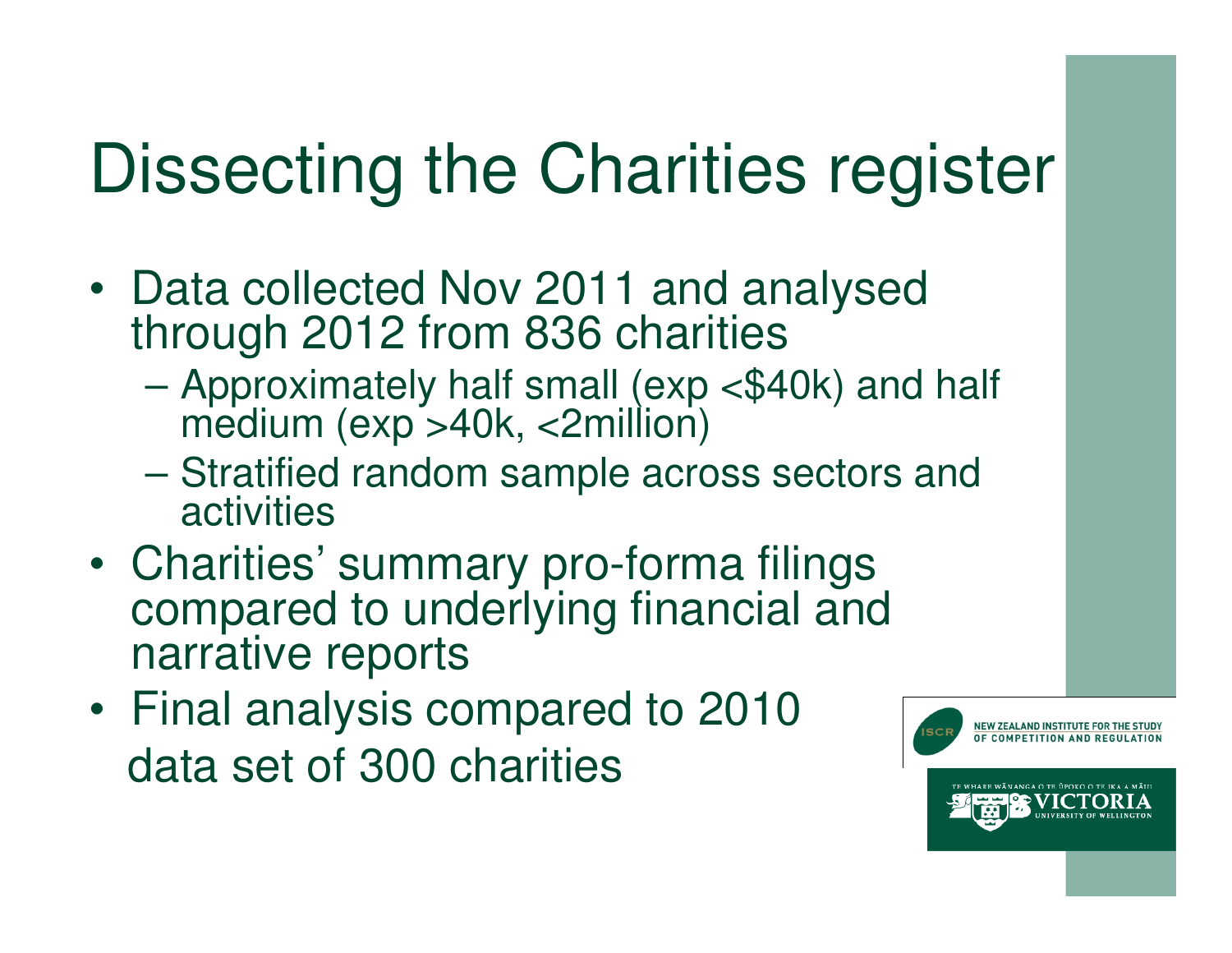# Dissecting the Charities register

- Data collected Nov 2011 and analysed through 2012 from 836 charities
  - Approximately half small (exp <$40k) and half medium (exp >40k, <2million)
  - Stratified random sample across sectors and activities
- Charities' summary pro-forma filings compared to underlying financial and narrative reports
- Final analysis compared to 2010 data set of 300 charities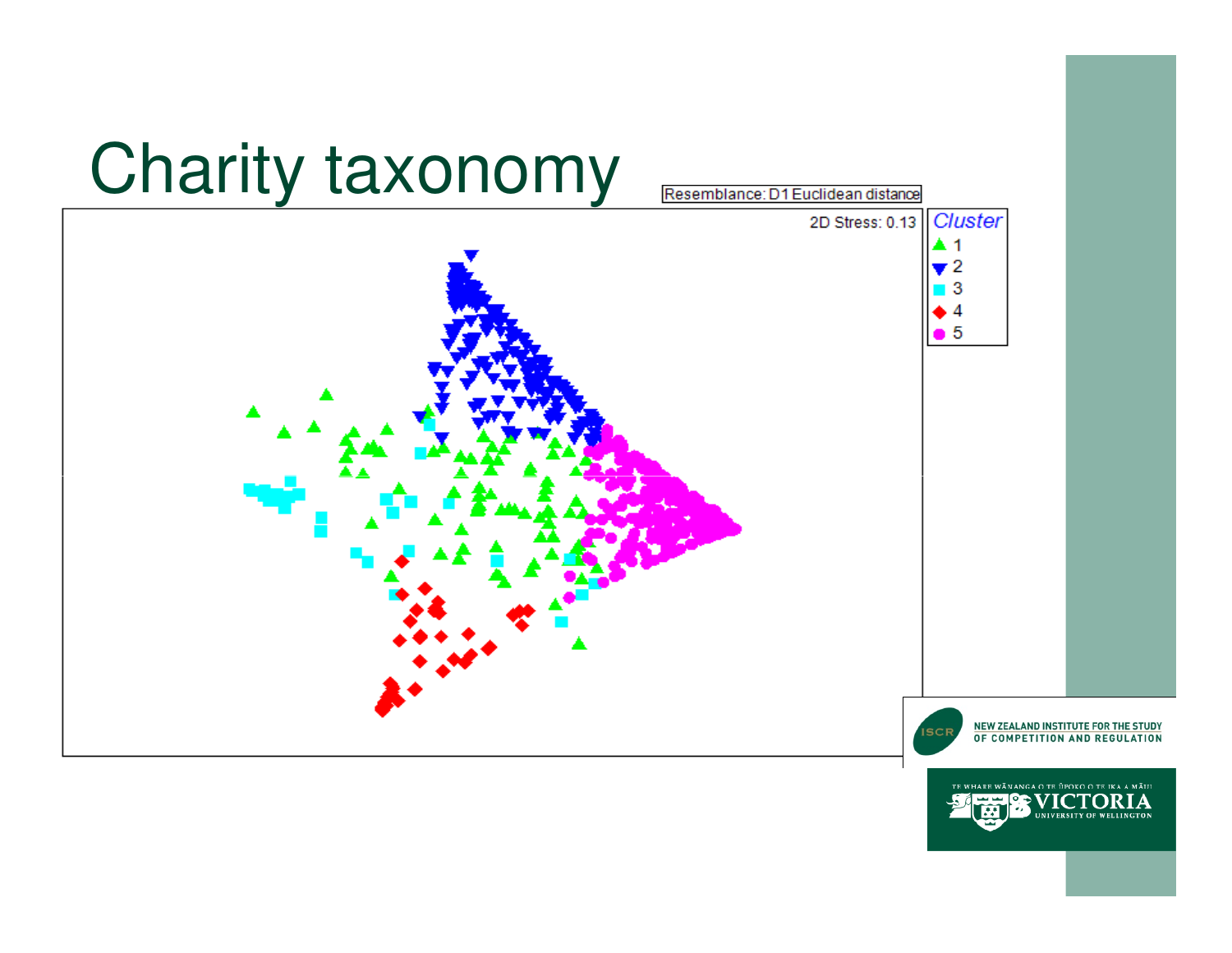# Charity taxonomy

Resemblance: D1 Euclidean distance

2D Stress: 0.13

Cluster
- 1
- 2
- 3
- 4
- 5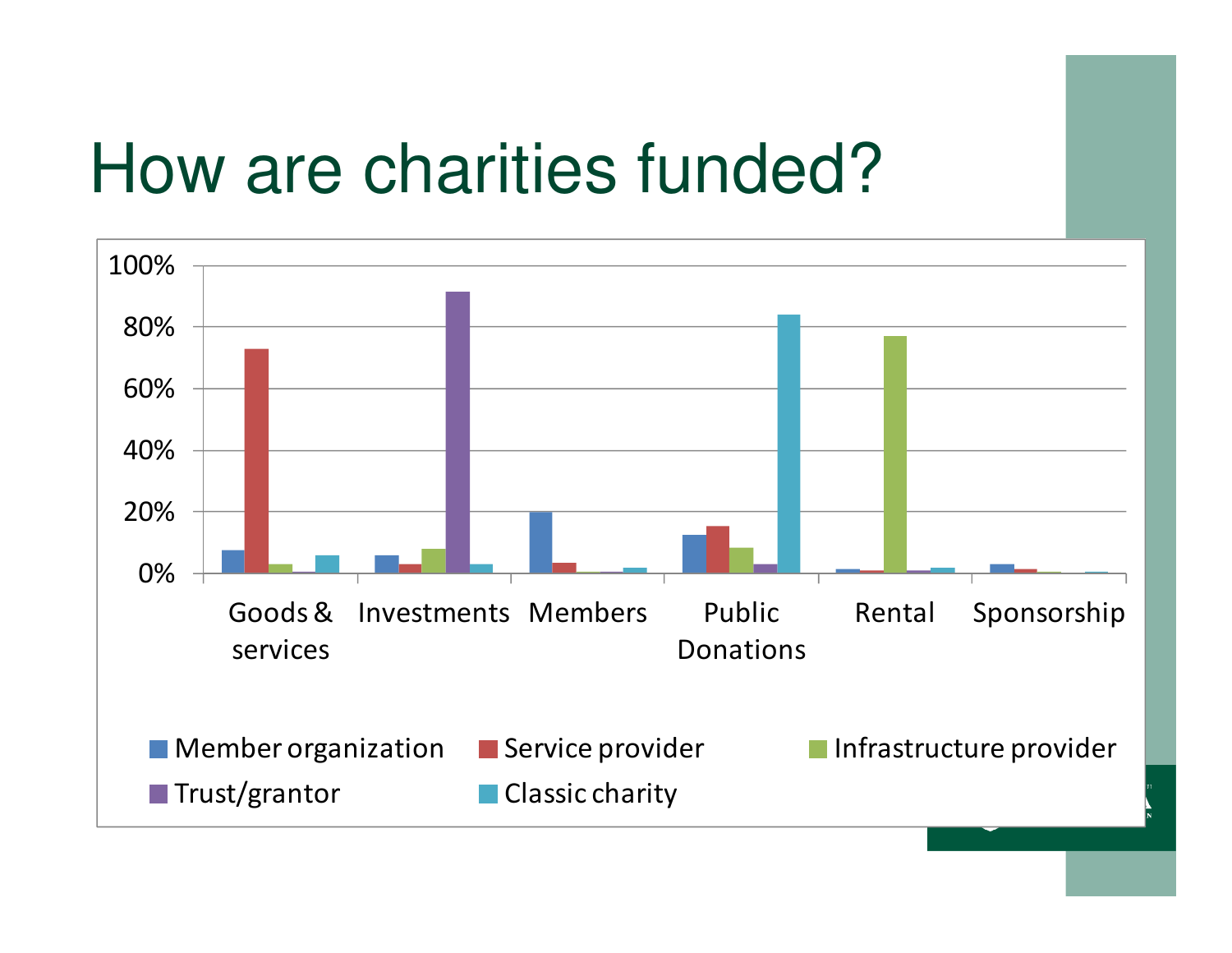# How are charities funded?

100%
80%
60%
40%
20%
0%

Goods & services | Investments | Members | Public Donations | Rental | Sponsorship

Member organization | Service provider | Infrastructure provider | Trust/grantor | Classic charity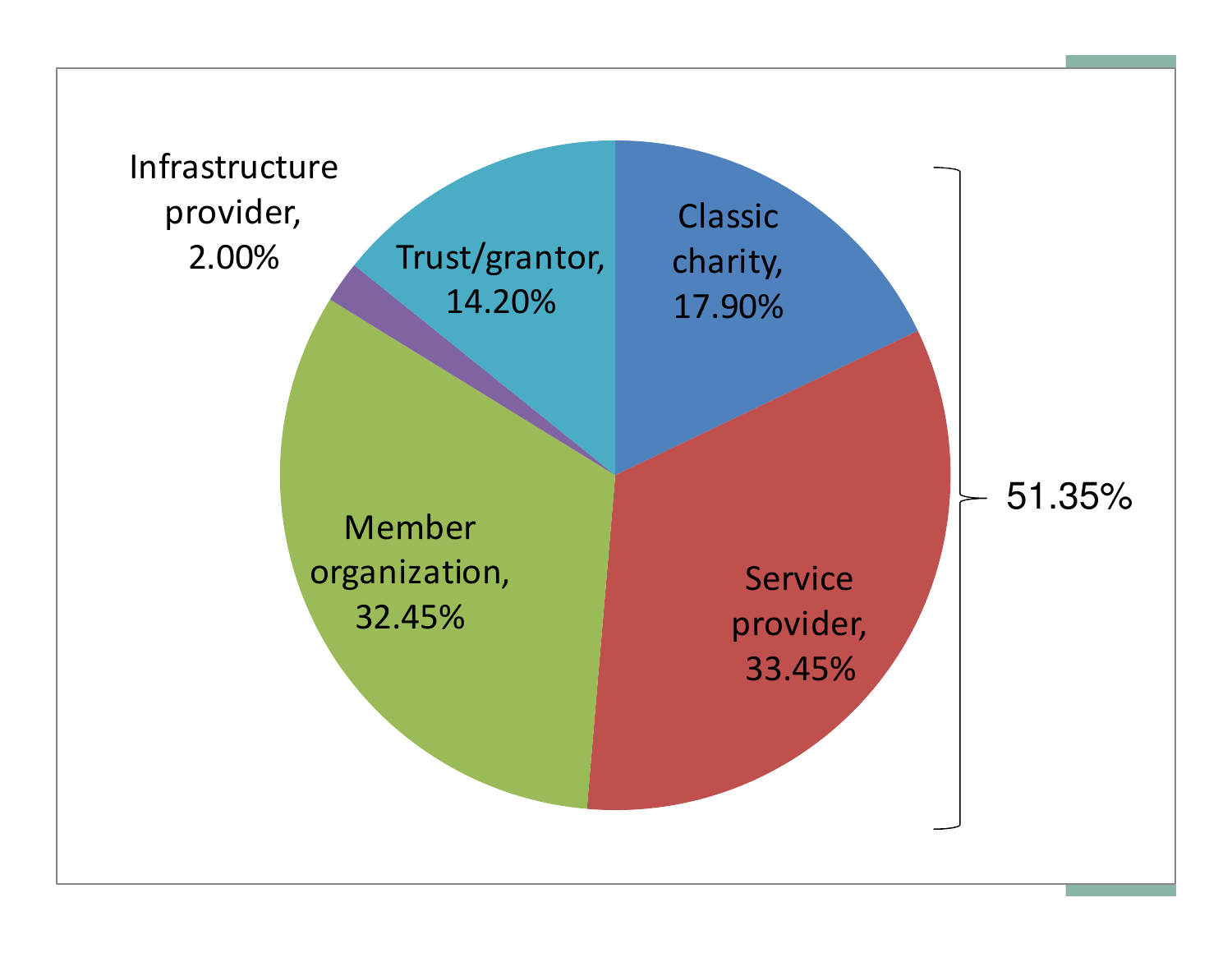Infrastructure provider, 2.00%

Trust/grantor, 14.20%

Classic charity, 17.90%

Service provider, 33.45%

Member organization, 32.45%

51.35%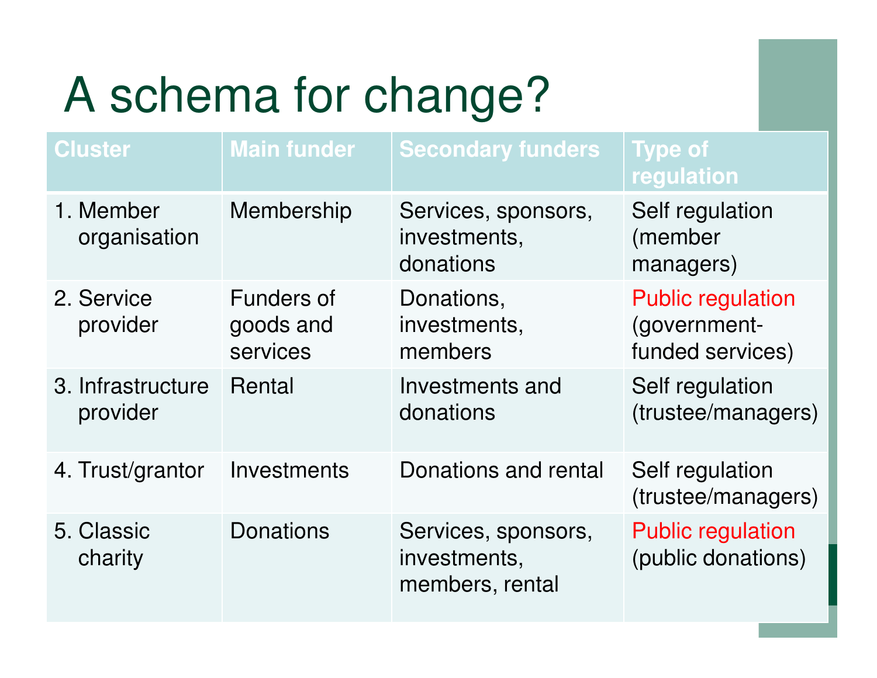# A schema for change?

| Cluster | Main funder | Secondary funders | Type of regulation |
|---|---|---|---|
| 1. Member organisation | Membership | Services, sponsors, investments, donations | Self regulation (member managers) |
| 2. Service provider | Funders of goods and services | Donations, investments, members | Public regulation (government-funded services) |
| 3. Infrastructure provider | Rental | Investments and donations | Self regulation (trustee/managers) |
| 4. Trust/grantor | Investments | Donations and rental | Self regulation (trustee/managers) |
| 5. Classic charity | Donations | Services, sponsors, investments, members, rental | Public regulation (public donations) |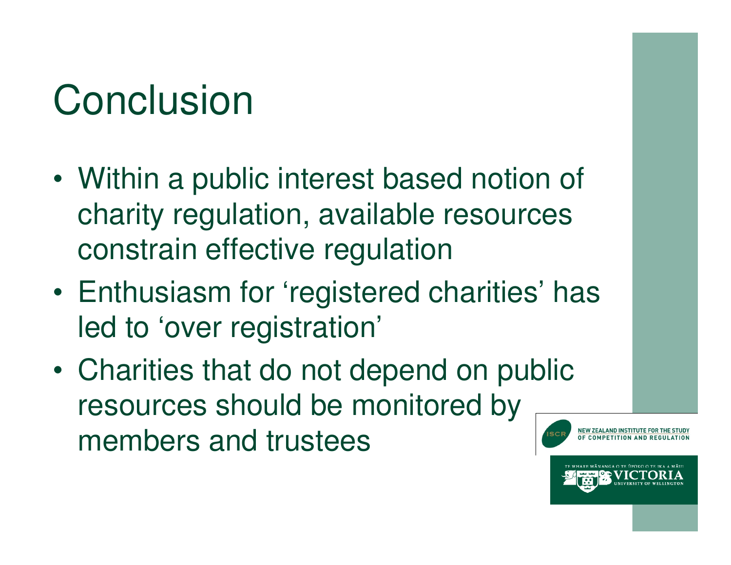# Conclusion

- Within a public interest based notion of charity regulation, available resources constrain effective regulation
- Enthusiasm for 'registered charities' has led to 'over registration'
- Charities that do not depend on public resources should be monitored by members and trustees